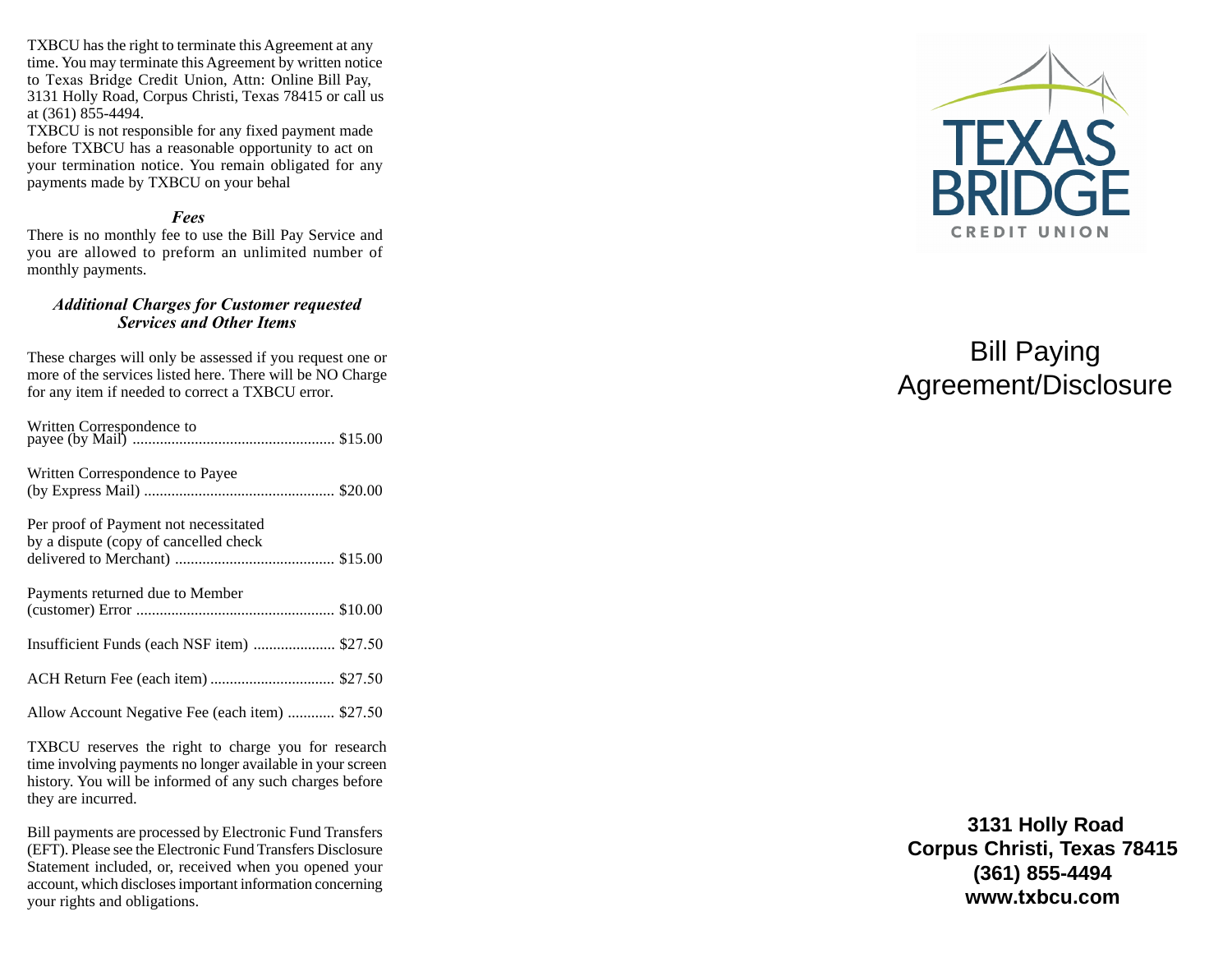TXBCU has the right to terminate this Agreement at any time. You may terminate this Agreement by written notice to Texas Bridge Credit Union, Attn: Online Bill Pay, 3131 Holly Road, Corpus Christi, Texas 78415 or call us at (361) 855-4494.

TXBCU is not responsible for any fixed payment made before TXBCU has a reasonable opportunity to act on your termination notice. You remain obligated for any payments made by TXBCU on your behal

### *Fees*

There is no monthly fee to use the Bill Pay Service and you are allowed to preform an unlimited number of monthly payments.

### *Additional Charges for Customer requested Services and Other Items*

These charges will only be assessed if you request one or more of the services listed here. There will be NO Charge for any item if needed to correct a TXBCU error.

Written Correspondence to payee (by Mail) .................................................. $15.00

Written Correspondence to Payee (by Express Mail) ................................................ $20.00

Per proof of Payment not necessitated by a dispute (copy of cancelled check delivered to Merchant) ......................................... $15.00

Payments returned due to Member (customer) Error .................................................. $10.00

Insufficient Funds (each NSF item) ..................... $27.50

ACH Return Fee (each item) ................................ $27.50

Allow Account Negative Fee (each item) ............ $27.50

TXBCU reserves the right to charge you for research time involving payments no longer available in your screen history. You will be informed of any such charges before they are incurred.

Bill payments are processed by Electronic Fund Transfers (EFT). Please see the Electronic Fund Transfers Disclosure Statement included, or, received when you opened your account, which discloses important information concerning your rights and obligations.

TEXAS BRIDGE

CREDIT UNION

# Bill Paying Agreement/Disclosure

**3131 Holly Road**
**Corpus Christi, Texas 78415**
**(361) 855-4494**
**www.txbcu.com**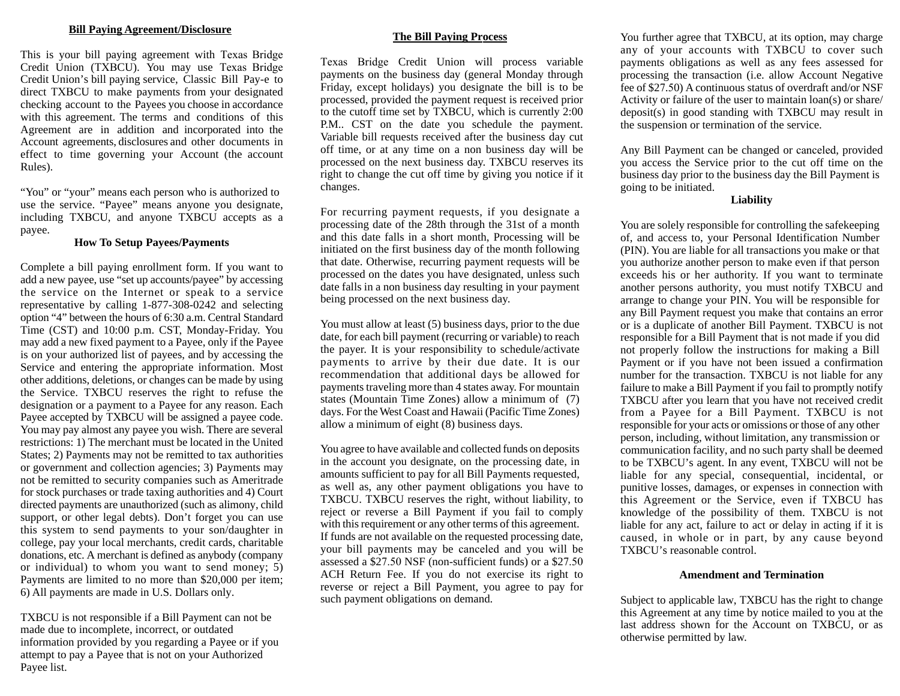## Bill Paying Agreement/Disclosure

This is your bill paying agreement with Texas Bridge Credit Union (TXBCU). You may use Texas Bridge Credit Union's bill paying service, Classic Bill Pay-e to direct TXBCU to make payments from your designated checking account to the Payees you choose in accordance with this agreement. The terms and conditions of this Agreement are in addition and incorporated into the Account agreements, disclosures and other documents in effect to time governing your Account (the account Rules).

"You" or "your" means each person who is authorized to use the service. "Payee" means anyone you designate, including TXBCU, and anyone TXBCU accepts as a payee.

### How To Setup Payees/Payments

Complete a bill paying enrollment form. If you want to add a new payee, use "set up accounts/payee" by accessing the service on the Internet or speak to a service representative by calling 1-877-308-0242 and selecting option "4" between the hours of 6:30 a.m. Central Standard Time (CST) and 10:00 p.m. CST, Monday-Friday. You may add a new fixed payment to a Payee, only if the Payee is on your authorized list of payees, and by accessing the Service and entering the appropriate information. Most other additions, deletions, or changes can be made by using the Service. TXBCU reserves the right to refuse the designation or a payment to a Payee for any reason. Each Payee accepted by TXBCU will be assigned a payee code. You may pay almost any payee you wish. There are several restrictions: 1) The merchant must be located in the United States; 2) Payments may not be remitted to tax authorities or government and collection agencies; 3) Payments may not be remitted to security companies such as Ameritrade for stock purchases or trade taxing authorities and 4) Court directed payments are unauthorized (such as alimony, child support, or other legal debts). Don't forget you can use this system to send payments to your son/daughter in college, pay your local merchants, credit cards, charitable donations, etc. A merchant is defined as anybody (company or individual) to whom you want to send money; 5) Payments are limited to no more than $20,000 per item; 6) All payments are made in U.S. Dollars only.

TXBCU is not responsible if a Bill Payment can not be made due to incomplete, incorrect, or outdated information provided by you regarding a Payee or if you attempt to pay a Payee that is not on your Authorized Payee list.

## The Bill Paying Process

Texas Bridge Credit Union will process variable payments on the business day (general Monday through Friday, except holidays) you designate the bill is to be processed, provided the payment request is received prior to the cutoff time set by TXBCU, which is currently 2:00 P.M.. CST on the date you schedule the payment. Variable bill requests received after the business day cut off time, or at any time on a non business day will be processed on the next business day. TXBCU reserves its right to change the cut off time by giving you notice if it changes.

For recurring payment requests, if you designate a processing date of the 28th through the 31st of a month and this date falls in a short month, Processing will be initiated on the first business day of the month following that date. Otherwise, recurring payment requests will be processed on the dates you have designated, unless such date falls in a non business day resulting in your payment being processed on the next business day.

You must allow at least (5) business days, prior to the due date, for each bill payment (recurring or variable) to reach the payer. It is your responsibility to schedule/activate payments to arrive by their due date. It is our recommendation that additional days be allowed for payments traveling more than 4 states away. For mountain states (Mountain Time Zones) allow a minimum of (7) days. For the West Coast and Hawaii (Pacific Time Zones) allow a minimum of eight (8) business days.

You agree to have available and collected funds on deposits in the account you designate, on the processing date, in amounts sufficient to pay for all Bill Payments requested, as well as, any other payment obligations you have to TXBCU. TXBCU reserves the right, without liability, to reject or reverse a Bill Payment if you fail to comply with this requirement or any other terms of this agreement. If funds are not available on the requested processing date, your bill payments may be canceled and you will be assessed a $27.50 NSF (non-sufficient funds) or a $27.50 ACH Return Fee. If you do not exercise its right to reverse or reject a Bill Payment, you agree to pay for such payment obligations on demand.

You further agree that TXBCU, at its option, may charge any of your accounts with TXBCU to cover such payments obligations as well as any fees assessed for processing the transaction (i.e. allow Account Negative fee of $27.50) A continuous status of overdraft and/or NSF Activity or failure of the user to maintain loan(s) or share/deposit(s) in good standing with TXBCU may result in the suspension or termination of the service.

Any Bill Payment can be changed or canceled, provided you access the Service prior to the cut off time on the business day prior to the business day the Bill Payment is going to be initiated.

### Liability

You are solely responsible for controlling the safekeeping of, and access to, your Personal Identification Number (PIN). You are liable for all transactions you make or that you authorize another person to make even if that person exceeds his or her authority. If you want to terminate another persons authority, you must notify TXBCU and arrange to change your PIN. You will be responsible for any Bill Payment request you make that contains an error or is a duplicate of another Bill Payment. TXBCU is not responsible for a Bill Payment that is not made if you did not properly follow the instructions for making a Bill Payment or if you have not been issued a confirmation number for the transaction. TXBCU is not liable for any failure to make a Bill Payment if you fail to promptly notify TXBCU after you learn that you have not received credit from a Payee for a Bill Payment. TXBCU is not responsible for your acts or omissions or those of any other person, including, without limitation, any transmission or communication facility, and no such party shall be deemed to be TXBCU's agent. In any event, TXBCU will not be liable for any special, consequential, incidental, or punitive losses, damages, or expenses in connection with this Agreement or the Service, even if TXBCU has knowledge of the possibility of them. TXBCU is not liable for any act, failure to act or delay in acting if it is caused, in whole or in part, by any cause beyond TXBCU's reasonable control.

### Amendment and Termination

Subject to applicable law, TXBCU has the right to change this Agreement at any time by notice mailed to you at the last address shown for the Account on TXBCU, or as otherwise permitted by law.